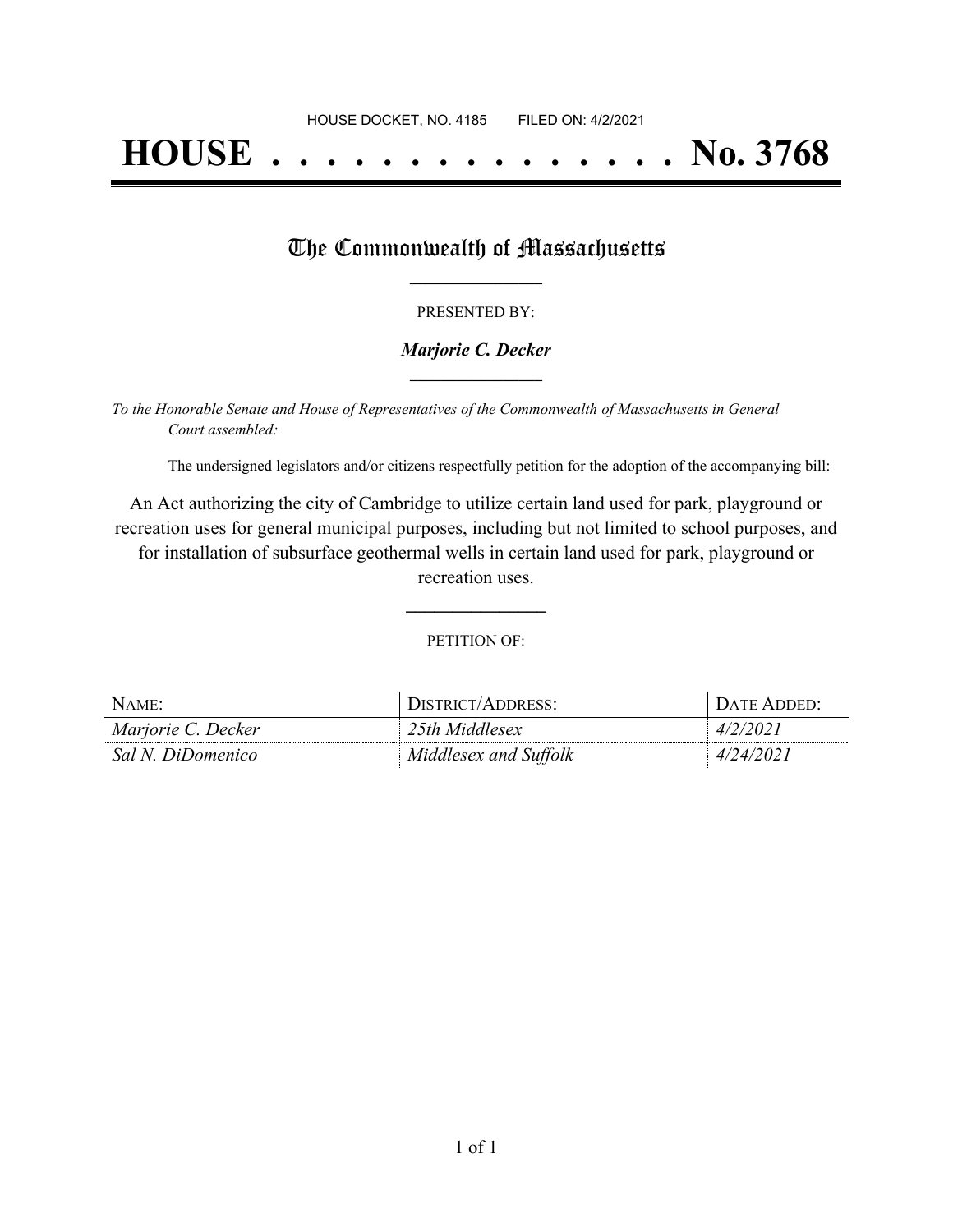HOUSE DOCKET, NO. 4185        FILED ON: 4/2/2021

# HOUSE . . . . . . . . . . . . . . . No. 3768

## The Commonwealth of Massachusetts

PRESENTED BY:

***Marjorie C. Decker***

*To the Honorable Senate and House of Representatives of the Commonwealth of Massachusetts in General Court assembled:*

The undersigned legislators and/or citizens respectfully petition for the adoption of the accompanying bill:

An Act authorizing the city of Cambridge to utilize certain land used for park, playground or recreation uses for general municipal purposes, including but not limited to school purposes, and for installation of subsurface geothermal wells in certain land used for park, playground or recreation uses.

PETITION OF:

| NAME: | DISTRICT/ADDRESS: | DATE ADDED: |
|---|---|---|
| *Marjorie C. Decker* | *25th Middlesex* | *4/2/2021* |
| *Sal N. DiDomenico* | *Middlesex and Suffolk* | *4/24/2021* |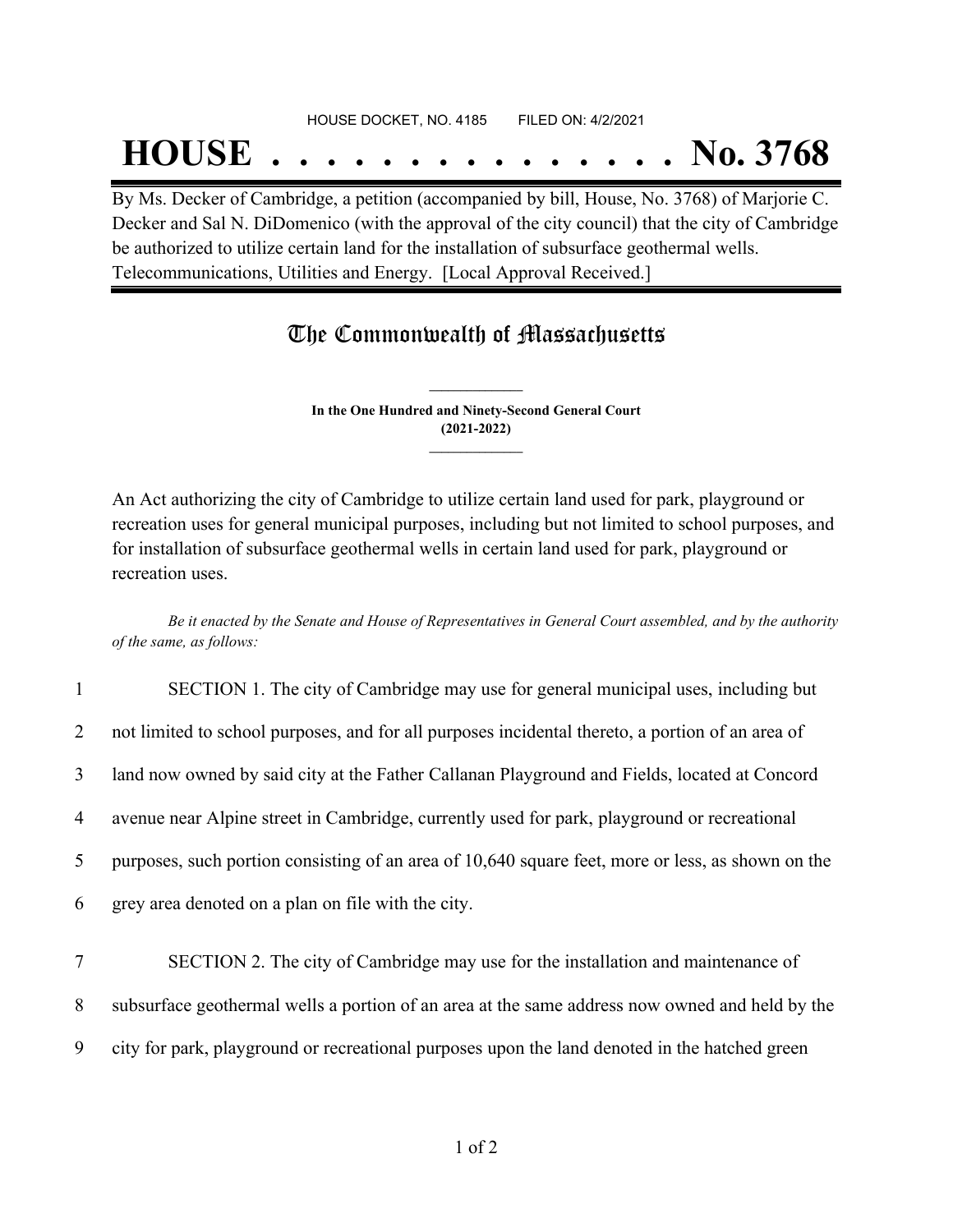HOUSE DOCKET, NO. 4185 FILED ON: 4/2/2021

# HOUSE . . . . . . . . . . . . . . . No. 3768

By Ms. Decker of Cambridge, a petition (accompanied by bill, House, No. 3768) of Marjorie C. Decker and Sal N. DiDomenico (with the approval of the city council) that the city of Cambridge be authorized to utilize certain land for the installation of subsurface geothermal wells. Telecommunications, Utilities and Energy. [Local Approval Received.]

## The Commonwealth of Massachusetts

**In the One Hundred and Ninety-Second General Court**
**(2021-2022)**

An Act authorizing the city of Cambridge to utilize certain land used for park, playground or recreation uses for general municipal purposes, including but not limited to school purposes, and for installation of subsurface geothermal wells in certain land used for park, playground or recreation uses.

*Be it enacted by the Senate and House of Representatives in General Court assembled, and by the authority of the same, as follows:*

1 SECTION 1. The city of Cambridge may use for general municipal uses, including but
2 not limited to school purposes, and for all purposes incidental thereto, a portion of an area of
3 land now owned by said city at the Father Callanan Playground and Fields, located at Concord
4 avenue near Alpine street in Cambridge, currently used for park, playground or recreational
5 purposes, such portion consisting of an area of 10,640 square feet, more or less, as shown on the
6 grey area denoted on a plan on file with the city.

7 SECTION 2. The city of Cambridge may use for the installation and maintenance of
8 subsurface geothermal wells a portion of an area at the same address now owned and held by the
9 city for park, playground or recreational purposes upon the land denoted in the hatched green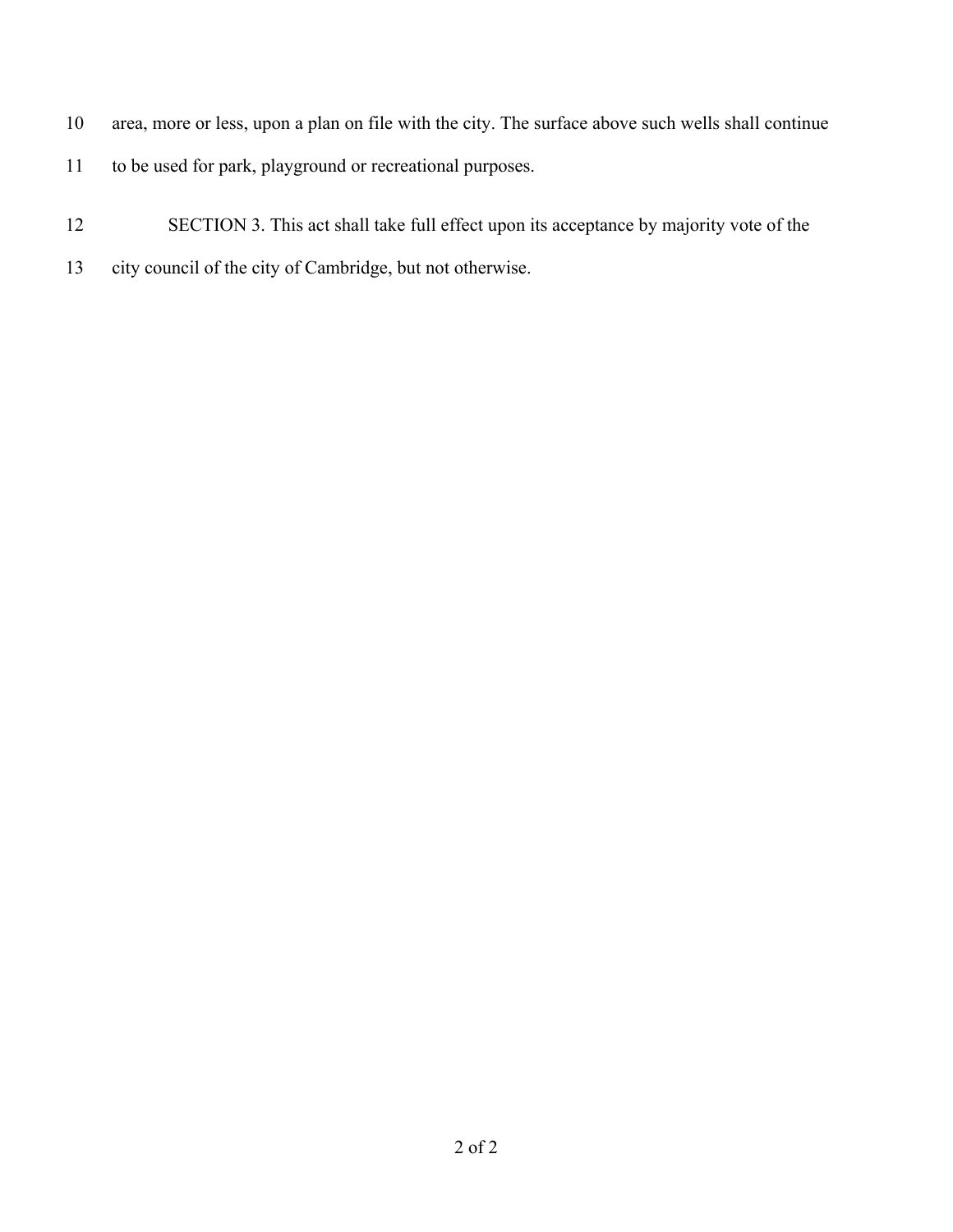area, more or less, upon a plan on file with the city. The surface above such wells shall continue to be used for park, playground or recreational purposes.

SECTION 3. This act shall take full effect upon its acceptance by majority vote of the city council of the city of Cambridge, but not otherwise.